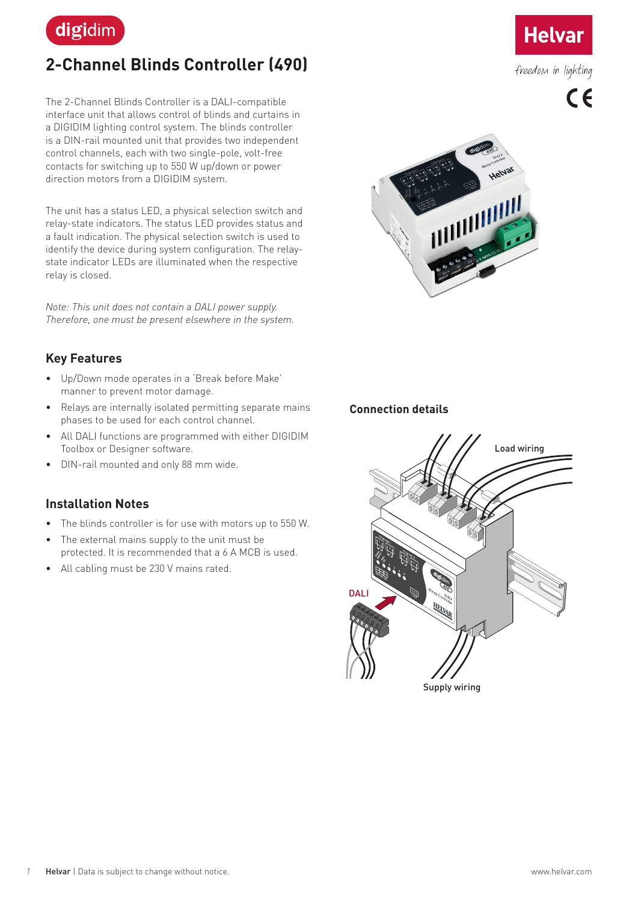# 2-Channel Blinds Controller (490)

The 2-Channel Blinds Controller is a DALI-compatible interface unit that allows control of blinds and curtains in a DIGIDIM lighting control system. The blinds controller is a DIN-rail mounted unit that provides two independent control channels, each with two single-pole, volt-free contacts for switching up to 550 W up/down or power direction motors from a DIGIDIM system.

The unit has a status LED, a physical selection switch and relay-state indicators. The status LED provides status and a fault indication. The physical selection switch is used to identify the device during system configuration. The relay-state indicator LEDs are illuminated when the respective relay is closed.

*Note: This unit does not contain a DALI power supply. Therefore, one must be present elsewhere in the system.*

## Key Features

- Up/Down mode operates in a 'Break before Make' manner to prevent motor damage.
- Relays are internally isolated permitting separate mains phases to be used for each control channel.
- All DALI functions are programmed with either DIGIDIM Toolbox or Designer software.
- DIN-rail mounted and only 88 mm wide.

## Installation Notes

- The blinds controller is for use with motors up to 550 W.
- The external mains supply to the unit must be protected. It is recommended that a 6 A MCB is used.
- All cabling must be 230 V mains rated.

## Connection details

Load wiring

DALI

Supply wiring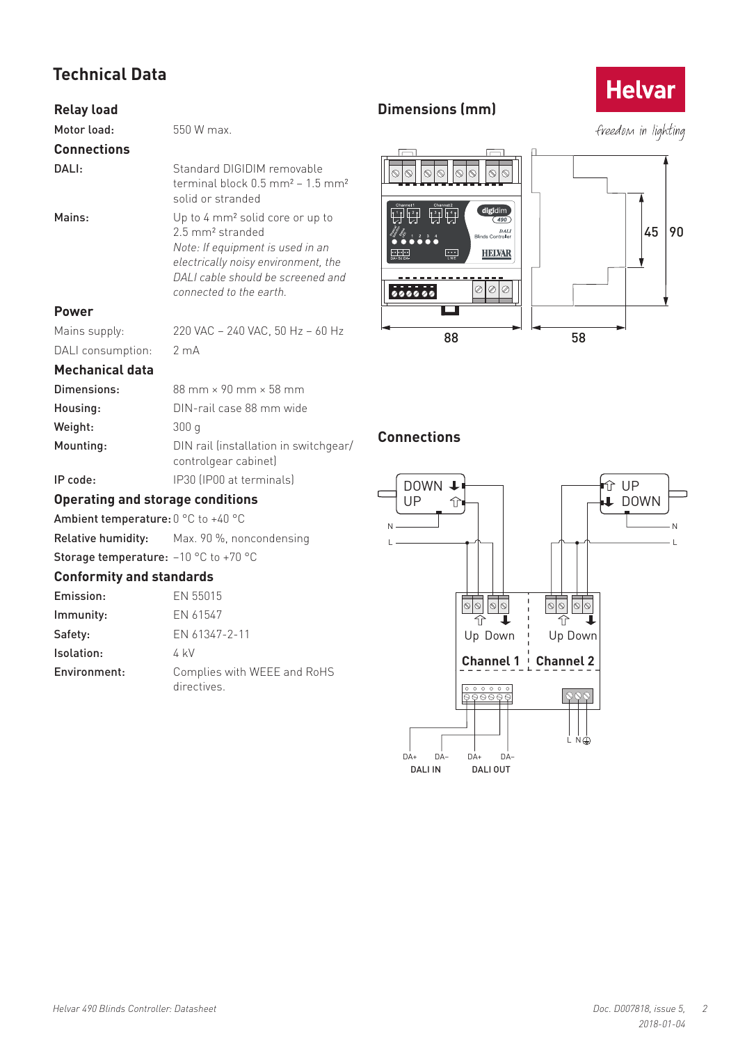# Technical Data

## Relay load

| | |
|---|---|
| Motor load: | 550 W max. |

## Connections

| | |
|---|---|
| DALI: | Standard DIGIDIM removable terminal block 0.5 mm² – 1.5 mm² solid or stranded |
| Mains: | Up to 4 mm² solid core or up to 2.5 mm² stranded<br>*Note: If equipment is used in an electrically noisy environment, the DALI cable should be screened and connected to the earth.* |

## Power

| | |
|---|---|
| Mains supply: | 220 VAC – 240 VAC, 50 Hz – 60 Hz |
| DALI consumption: | 2 mA |

## Mechanical data

| | |
|---|---|
| Dimensions: | 88 mm × 90 mm × 58 mm |
| Housing: | DIN-rail case 88 mm wide |
| Weight: | 300 g |
| Mounting: | DIN rail (installation in switchgear/ controlgear cabinet) |
| IP code: | IP30 (IP00 at terminals) |

## Operating and storage conditions

| | |
|---|---|
| Ambient temperature: | 0 °C to +40 °C |
| Relative humidity: | Max. 90 %, noncondensing |
| Storage temperature: | –10 °C to +70 °C |

## Conformity and standards

| | |
|---|---|
| Emission: | EN 55015 |
| Immunity: | EN 61547 |
| Safety: | EN 61347-2-11 |
| Isolation: | 4 kV |
| Environment: | Complies with WEEE and RoHS directives. |

## Dimensions (mm)

Channel1 Channel2
digidim 490
DALI Blinds Controller
HELVAR
88
58
45
90

## Connections

DOWN UP
UP DOWN
N
L
Up Down
Up Down
Channel 1
Channel 2
L N
DA+ DA– DA+ DA–
DALI IN DALI OUT